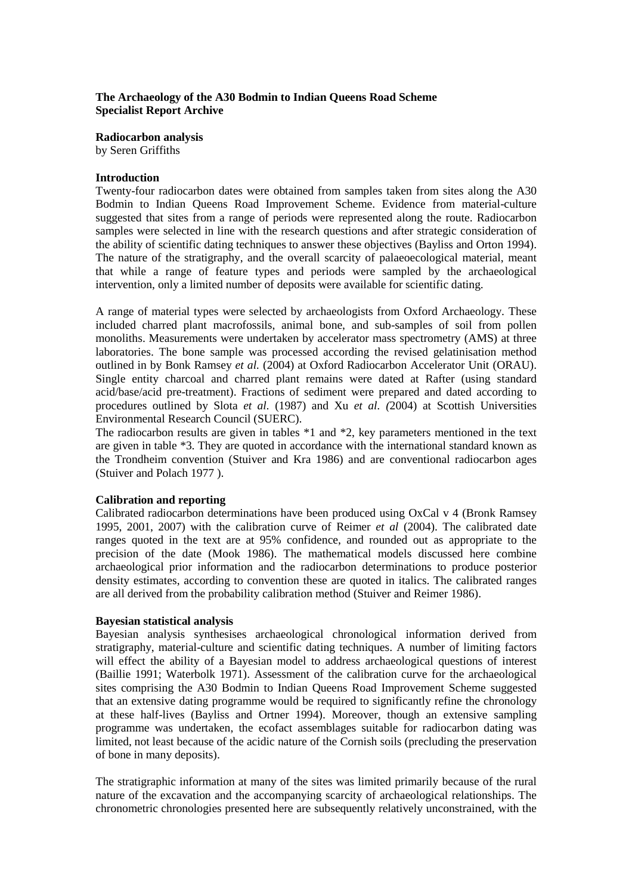**The Archaeology of the A30 Bodmin to Indian Queens Road Scheme**
**Specialist Report Archive**

**Radiocarbon analysis**
by Seren Griffiths

**Introduction**

Twenty-four radiocarbon dates were obtained from samples taken from sites along the A30 Bodmin to Indian Queens Road Improvement Scheme. Evidence from material-culture suggested that sites from a range of periods were represented along the route. Radiocarbon samples were selected in line with the research questions and after strategic consideration of the ability of scientific dating techniques to answer these objectives (Bayliss and Orton 1994). The nature of the stratigraphy, and the overall scarcity of palaeoecological material, meant that while a range of feature types and periods were sampled by the archaeological intervention, only a limited number of deposits were available for scientific dating.

A range of material types were selected by archaeologists from Oxford Archaeology. These included charred plant macrofossils, animal bone, and sub-samples of soil from pollen monoliths. Measurements were undertaken by accelerator mass spectrometry (AMS) at three laboratories. The bone sample was processed according the revised gelatinisation method outlined in by Bonk Ramsey *et al.* (2004) at Oxford Radiocarbon Accelerator Unit (ORAU). Single entity charcoal and charred plant remains were dated at Rafter (using standard acid/base/acid pre-treatment). Fractions of sediment were prepared and dated according to procedures outlined by Slota *et al.* (1987) and Xu *et al. (*2004) at Scottish Universities Environmental Research Council (SUERC).

The radiocarbon results are given in tables *1 and *2, key parameters mentioned in the text are given in table *3. They are quoted in accordance with the international standard known as the Trondheim convention (Stuiver and Kra 1986) and are conventional radiocarbon ages (Stuiver and Polach 1977 ).

**Calibration and reporting**

Calibrated radiocarbon determinations have been produced using OxCal v 4 (Bronk Ramsey 1995, 2001, 2007) with the calibration curve of Reimer *et al* (2004). The calibrated date ranges quoted in the text are at 95% confidence, and rounded out as appropriate to the precision of the date (Mook 1986). The mathematical models discussed here combine archaeological prior information and the radiocarbon determinations to produce posterior density estimates, according to convention these are quoted in italics. The calibrated ranges are all derived from the probability calibration method (Stuiver and Reimer 1986).

**Bayesian statistical analysis**

Bayesian analysis synthesises archaeological chronological information derived from stratigraphy, material-culture and scientific dating techniques. A number of limiting factors will effect the ability of a Bayesian model to address archaeological questions of interest (Baillie 1991; Waterbolk 1971). Assessment of the calibration curve for the archaeological sites comprising the A30 Bodmin to Indian Queens Road Improvement Scheme suggested that an extensive dating programme would be required to significantly refine the chronology at these half-lives (Bayliss and Ortner 1994). Moreover, though an extensive sampling programme was undertaken, the ecofact assemblages suitable for radiocarbon dating was limited, not least because of the acidic nature of the Cornish soils (precluding the preservation of bone in many deposits).

The stratigraphic information at many of the sites was limited primarily because of the rural nature of the excavation and the accompanying scarcity of archaeological relationships. The chronometric chronologies presented here are subsequently relatively unconstrained, with the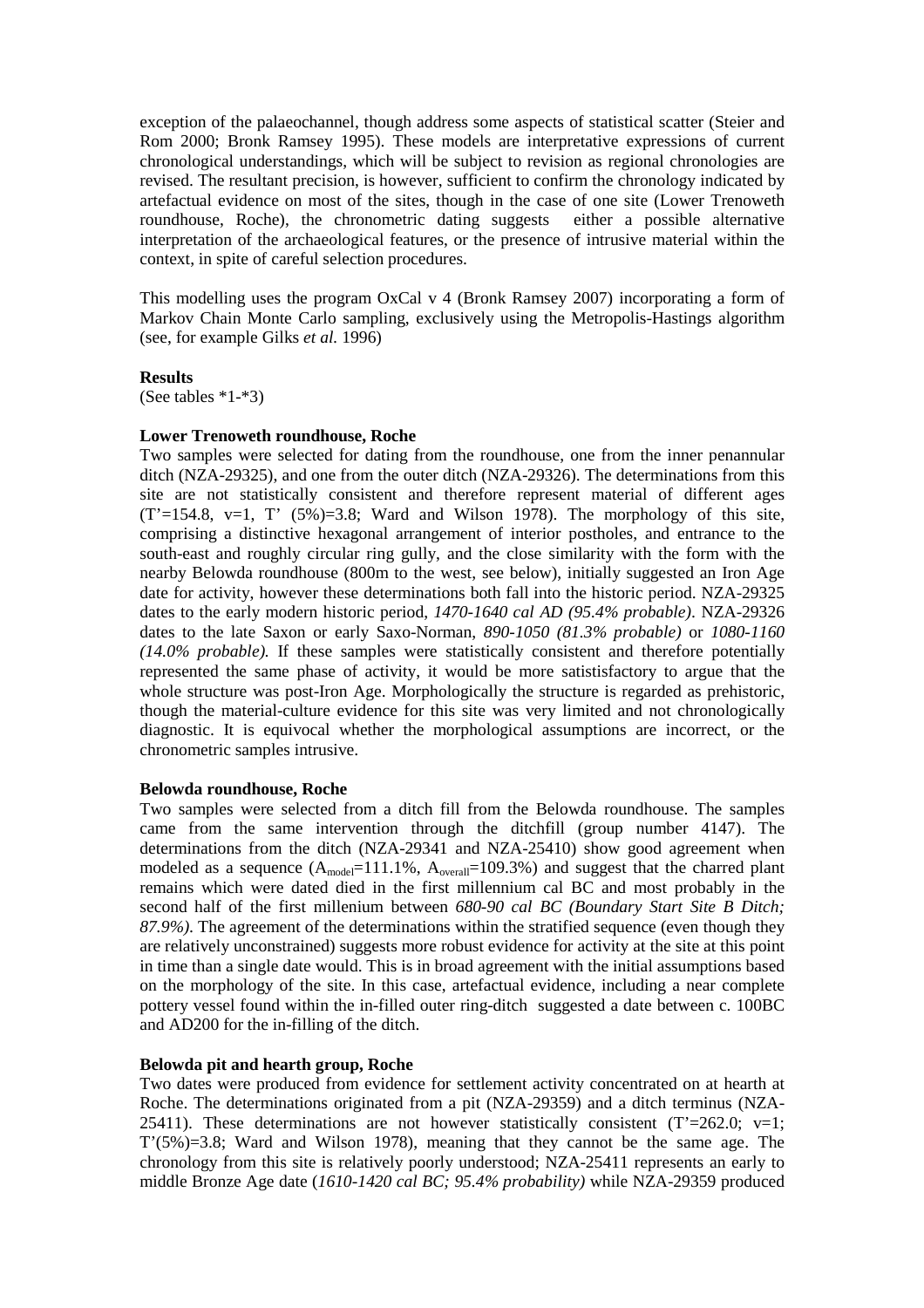exception of the palaeochannel, though address some aspects of statistical scatter (Steier and Rom 2000; Bronk Ramsey 1995). These models are interpretative expressions of current chronological understandings, which will be subject to revision as regional chronologies are revised. The resultant precision, is however, sufficient to confirm the chronology indicated by artefactual evidence on most of the sites, though in the case of one site (Lower Trenoweth roundhouse, Roche), the chronometric dating suggests either a possible alternative interpretation of the archaeological features, or the presence of intrusive material within the context, in spite of careful selection procedures.

This modelling uses the program OxCal v 4 (Bronk Ramsey 2007) incorporating a form of Markov Chain Monte Carlo sampling, exclusively using the Metropolis-Hastings algorithm (see, for example Gilks *et al.* 1996)

**Results**

(See tables *1-*3)

**Lower Trenoweth roundhouse, Roche**

Two samples were selected for dating from the roundhouse, one from the inner penannular ditch (NZA-29325), and one from the outer ditch (NZA-29326). The determinations from this site are not statistically consistent and therefore represent material of different ages (T'=154.8, v=1, T' (5%)=3.8; Ward and Wilson 1978). The morphology of this site, comprising a distinctive hexagonal arrangement of interior postholes, and entrance to the south-east and roughly circular ring gully, and the close similarity with the form with the nearby Belowda roundhouse (800m to the west, see below), initially suggested an Iron Age date for activity, however these determinations both fall into the historic period. NZA-29325 dates to the early modern historic period, *1470-1640 cal AD (95.4% probable)*. NZA-29326 dates to the late Saxon or early Saxo-Norman, *890-1050 (81.3% probable)* or *1080-1160 (14.0% probable).* If these samples were statistically consistent and therefore potentially represented the same phase of activity, it would be more satistisfactory to argue that the whole structure was post-Iron Age. Morphologically the structure is regarded as prehistoric, though the material-culture evidence for this site was very limited and not chronologically diagnostic. It is equivocal whether the morphological assumptions are incorrect, or the chronometric samples intrusive.

**Belowda roundhouse, Roche**

Two samples were selected from a ditch fill from the Belowda roundhouse. The samples came from the same intervention through the ditchfill (group number 4147). The determinations from the ditch (NZA-29341 and NZA-25410) show good agreement when modeled as a sequence ($A_{model}$=111.1%, $A_{overall}$=109.3%) and suggest that the charred plant remains which were dated died in the first millennium cal BC and most probably in the second half of the first millenium between *680-90 cal BC (Boundary Start Site B Ditch; 87.9%)*. The agreement of the determinations within the stratified sequence (even though they are relatively unconstrained) suggests more robust evidence for activity at the site at this point in time than a single date would. This is in broad agreement with the initial assumptions based on the morphology of the site. In this case, artefactual evidence, including a near complete pottery vessel found within the in-filled outer ring-ditch suggested a date between c. 100BC and AD200 for the in-filling of the ditch.

**Belowda pit and hearth group, Roche**

Two dates were produced from evidence for settlement activity concentrated on at hearth at Roche. The determinations originated from a pit (NZA-29359) and a ditch terminus (NZA-25411). These determinations are not however statistically consistent (T'=262.0; v=1; T'(5%)=3.8; Ward and Wilson 1978), meaning that they cannot be the same age. The chronology from this site is relatively poorly understood; NZA-25411 represents an early to middle Bronze Age date (*1610-1420 cal BC; 95.4% probability)* while NZA-29359 produced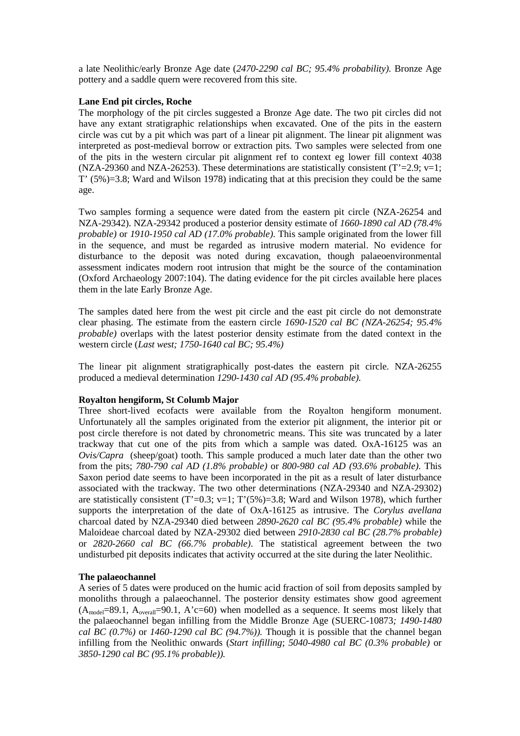a late Neolithic/early Bronze Age date (*2470-2290 cal BC; 95.4% probability).* Bronze Age pottery and a saddle quern were recovered from this site.

**Lane End pit circles, Roche**

The morphology of the pit circles suggested a Bronze Age date. The two pit circles did not have any extant stratigraphic relationships when excavated. One of the pits in the eastern circle was cut by a pit which was part of a linear pit alignment. The linear pit alignment was interpreted as post-medieval borrow or extraction pits. Two samples were selected from one of the pits in the western circular pit alignment ref to context eg lower fill context 4038 (NZA-29360 and NZA-26253). These determinations are statistically consistent (T'=2.9; v=1; T' (5%)=3.8; Ward and Wilson 1978) indicating that at this precision they could be the same age.

Two samples forming a sequence were dated from the eastern pit circle (NZA-26254 and NZA-29342). NZA-29342 produced a posterior density estimate of *1660-1890 cal AD (78.4% probable)* or *1910-1950 cal AD (17.0% probable)*. This sample originated from the lower fill in the sequence, and must be regarded as intrusive modern material. No evidence for disturbance to the deposit was noted during excavation, though palaeoenvironmental assessment indicates modern root intrusion that might be the source of the contamination (Oxford Archaeology 2007:104). The dating evidence for the pit circles available here places them in the late Early Bronze Age.

The samples dated here from the west pit circle and the east pit circle do not demonstrate clear phasing. The estimate from the eastern circle *1690-1520 cal BC (NZA-26254; 95.4% probable)* overlaps with the latest posterior density estimate from the dated context in the western circle (*Last west; 1750-1640 cal BC; 95.4%)*

The linear pit alignment stratigraphically post-dates the eastern pit circle. NZA-26255 produced a medieval determination *1290-1430 cal AD (95.4% probable).*

**Royalton hengiform, St Columb Major**

Three short-lived ecofacts were available from the Royalton hengiform monument. Unfortunately all the samples originated from the exterior pit alignment, the interior pit or post circle therefore is not dated by chronometric means. This site was truncated by a later trackway that cut one of the pits from which a sample was dated. OxA-16125 was an *Ovis/Capra* (sheep/goat) tooth. This sample produced a much later date than the other two from the pits; *780-790 cal AD (1.8% probable)* or *800-980 cal AD (93.6% probable)*. This Saxon period date seems to have been incorporated in the pit as a result of later disturbance associated with the trackway. The two other determinations (NZA-29340 and NZA-29302) are statistically consistent (T'=0.3; v=1; T'(5%)=3.8; Ward and Wilson 1978), which further supports the interpretation of the date of OxA-16125 as intrusive. The *Corylus avellana* charcoal dated by NZA-29340 died between *2890-2620 cal BC (95.4% probable)* while the Maloideae charcoal dated by NZA-29302 died between *2910-2830 cal BC (28.7% probable)* or *2820-2660 cal BC (66.7% probable)*. The statistical agreement between the two undisturbed pit deposits indicates that activity occurred at the site during the later Neolithic.

**The palaeochannel**

A series of 5 dates were produced on the humic acid fraction of soil from deposits sampled by monoliths through a palaeochannel. The posterior density estimates show good agreement ($A_{model}$=89.1, $A_{overall}$=90.1, A'c=60) when modelled as a sequence. It seems most likely that the palaeochannel began infilling from the Middle Bronze Age (SUERC-10873*; 1490-1480 cal BC (0.7%)* or *1460-1290 cal BC (94.7%)).* Though it is possible that the channel began infilling from the Neolithic onwards (*Start infilling*; *5040-4980 cal BC (0.3% probable)* or *3850-1290 cal BC (95.1% probable)).*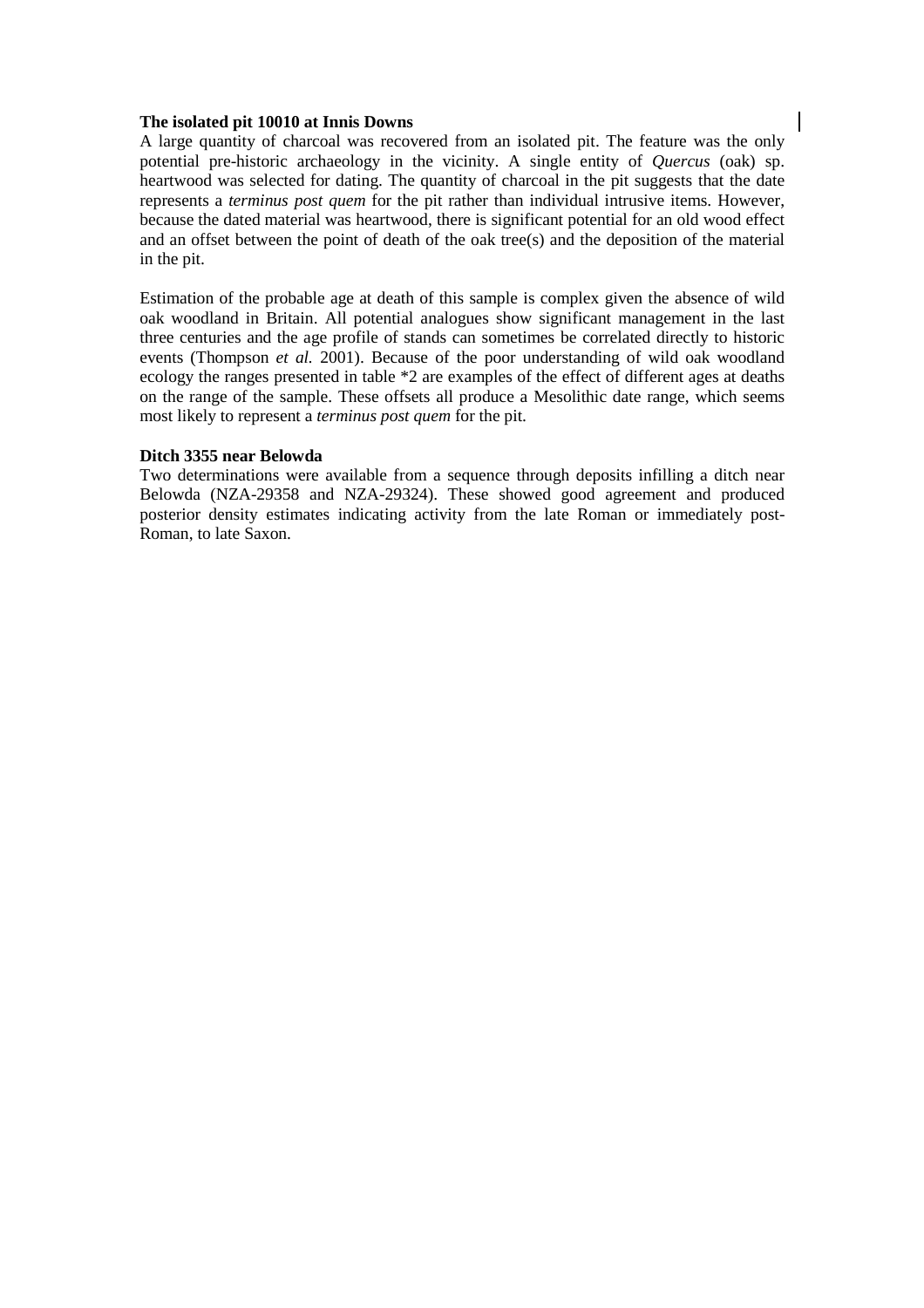**The isolated pit 10010 at Innis Downs**

A large quantity of charcoal was recovered from an isolated pit. The feature was the only potential pre-historic archaeology in the vicinity. A single entity of *Quercus* (oak) sp. heartwood was selected for dating. The quantity of charcoal in the pit suggests that the date represents a *terminus post quem* for the pit rather than individual intrusive items. However, because the dated material was heartwood, there is significant potential for an old wood effect and an offset between the point of death of the oak tree(s) and the deposition of the material in the pit.

Estimation of the probable age at death of this sample is complex given the absence of wild oak woodland in Britain. All potential analogues show significant management in the last three centuries and the age profile of stands can sometimes be correlated directly to historic events (Thompson *et al.* 2001). Because of the poor understanding of wild oak woodland ecology the ranges presented in table *2 are examples of the effect of different ages at deaths on the range of the sample. These offsets all produce a Mesolithic date range, which seems most likely to represent a *terminus post quem* for the pit.

**Ditch 3355 near Belowda**

Two determinations were available from a sequence through deposits infilling a ditch near Belowda (NZA-29358 and NZA-29324). These showed good agreement and produced posterior density estimates indicating activity from the late Roman or immediately post-Roman, to late Saxon.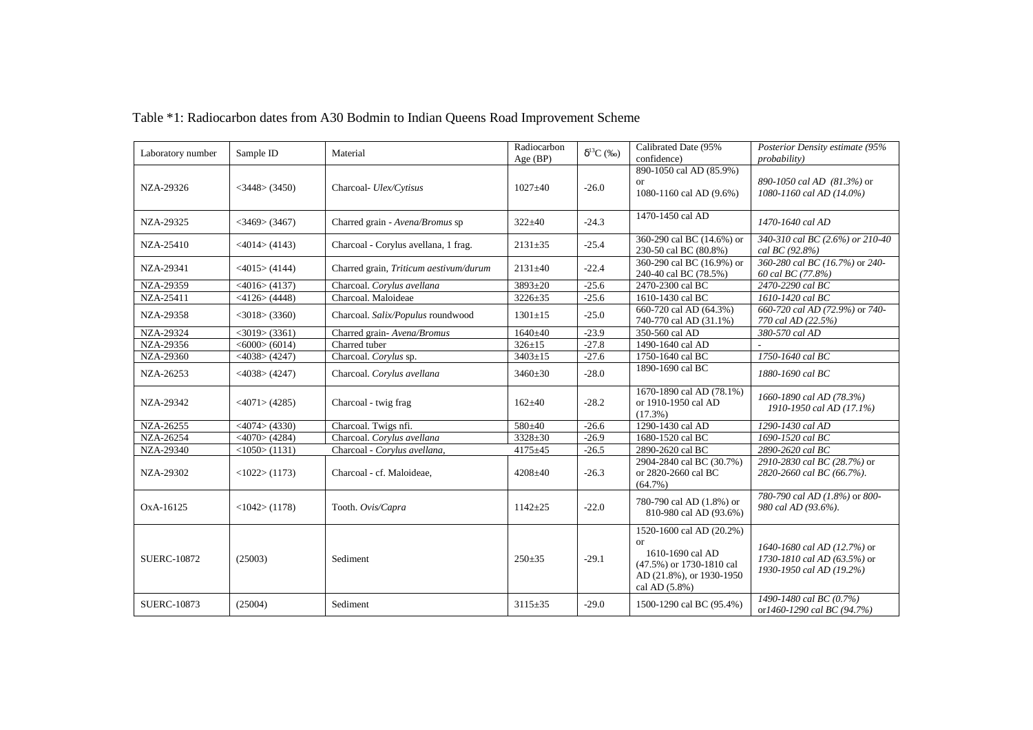Table *1: Radiocarbon dates from A30 Bodmin to Indian Queens Road Improvement Scheme

| Laboratory number | Sample ID | Material | Radiocarbon Age (BP) | $\delta^{13}C$ (‰) | Calibrated Date (95% confidence) | *Posterior Density estimate (95% probability)* |
|---|---|---|---|---|---|---|
| NZA-29326 | <3448> (3450) | Charcoal- *Ulex/Cytisus* | 1027±40 | -26.0 | 890-1050 cal AD (85.9%) or 1080-1160 cal AD (9.6%) | *890-1050 cal AD (81.3%)* or *1080-1160 cal AD (14.0%)* |
| NZA-29325 | <3469> (3467) | Charred grain - *Avena/Bromus* sp | 322±40 | -24.3 | 1470-1450 cal AD | *1470-1640 cal AD* |
| NZA-25410 | <4014> (4143) | Charcoal - Corylus avellana, 1 frag. | 2131±35 | -25.4 | 360-290 cal BC (14.6%) or 230-50 cal BC (80.8%) | *340-310 cal BC (2.6%) or 210-40 cal BC (92.8%)* |
| NZA-29341 | <4015> (4144) | Charred grain, *Triticum aestivum/durum* | 2131±40 | -22.4 | 360-290 cal BC (16.9%) or 240-40 cal BC (78.5%) | *360-280 cal BC (16.7%)* or *240-60 cal BC (77.8%)* |
| NZA-29359 | <4016> (4137) | Charcoal. *Corylus avellana* | 3893±20 | -25.6 | 2470-2300 cal BC | *2470-2290 cal BC* |
| NZA-25411 | <4126> (4448) | Charcoal. Maloideae | 3226±35 | -25.6 | 1610-1430 cal BC | *1610-1420 cal BC* |
| NZA-29358 | <3018> (3360) | Charcoal. *Salix/Populus* roundwood | 1301±15 | -25.0 | 660-720 cal AD (64.3%) 740-770 cal AD (31.1%) | *660-720 cal AD (72.9%) or 740-770 cal AD (22.5%)* |
| NZA-29324 | <3019> (3361) | Charred grain- *Avena/Bromus* | 1640±40 | -23.9 | 350-560 cal AD | *380-570 cal AD* |
| NZA-29356 | <6000> (6014) | Charred tuber | 326±15 | -27.8 | 1490-1640 cal AD | - |
| NZA-29360 | <4038> (4247) | Charcoal. *Corylus* sp. | 3403±15 | -27.6 | 1750-1640 cal BC | *1750-1640 cal BC* |
| NZA-26253 | <4038> (4247) | Charcoal. *Corylus avellana* | 3460±30 | -28.0 | 1890-1690 cal BC | *1880-1690 cal BC* |
| NZA-29342 | <4071> (4285) | Charcoal - twig frag | 162±40 | -28.2 | 1670-1890 cal AD (78.1%) or 1910-1950 cal AD (17.3%) | *1660-1890 cal AD (78.3%) 1910-1950 cal AD (17.1%)* |
| NZA-26255 | <4074> (4330) | Charcoal. Twigs nfi. | 580±40 | -26.6 | 1290-1430 cal AD | *1290-1430 cal AD* |
| NZA-26254 | <4070> (4284) | Charcoal. *Corylus avellana* | 3328±30 | -26.9 | 1680-1520 cal BC | *1690-1520 cal BC* |
| NZA-29340 | <1050> (1131) | Charcoal - *Corylus avellana*, | 4175±45 | -26.5 | 2890-2620 cal BC | *2890-2620 cal BC* |
| NZA-29302 | <1022> (1173) | Charcoal - cf. Maloideae, | 4208±40 | -26.3 | 2904-2840 cal BC (30.7%) or 2820-2660 cal BC (64.7%) | *2910-2830 cal BC (28.7%)* or *2820-2660 cal BC (66.7%).* |
| OxA-16125 | <1042> (1178) | Tooth. *Ovis/Capra* | 1142±25 | -22.0 | 780-790 cal AD (1.8%) or 810-980 cal AD (93.6%) | *780-790 cal AD (1.8%)* or *800-980 cal AD (93.6%).* |
| SUERC-10872 | (25003) | Sediment | 250±35 | -29.1 | 1520-1600 cal AD (20.2%) or 1610-1690 cal AD (47.5%) or 1730-1810 cal AD (21.8%), or 1930-1950 cal AD (5.8%) | *1640-1680 cal AD (12.7%)* or *1730-1810 cal AD (63.5%)* or *1930-1950 cal AD (19.2%)* |
| SUERC-10873 | (25004) | Sediment | 3115±35 | -29.0 | 1500-1290 cal BC (95.4%) | *1490-1480 cal BC (0.7%)* or*1460-1290 cal BC (94.7%)* |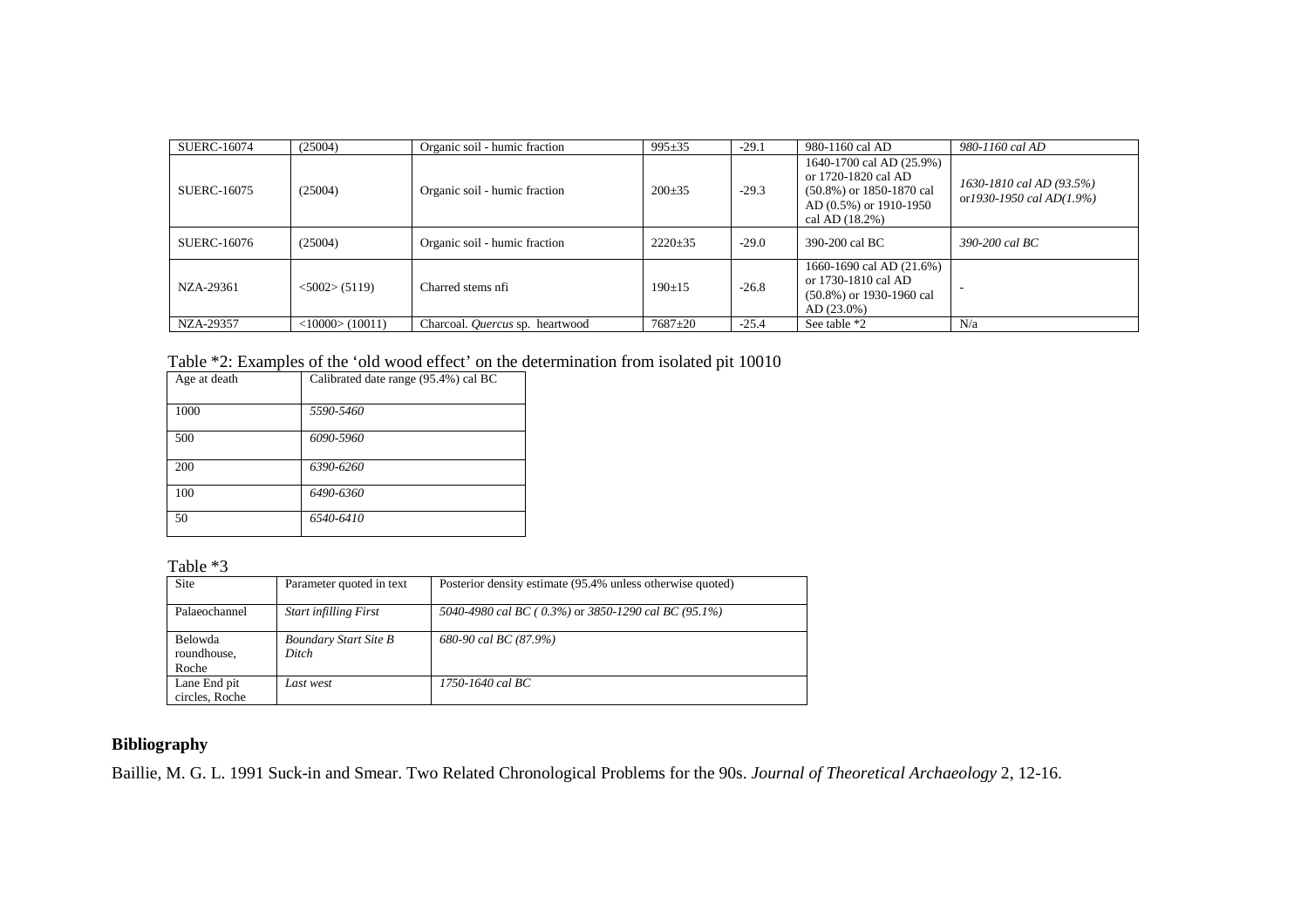| SUERC-16074 | (25004) | Organic soil - humic fraction | 995±35 | -29.1 | 980-1160 cal AD | *980-1160 cal AD* |
|---|---|---|---|---|---|---|
| SUERC-16075 | (25004) | Organic soil - humic fraction | 200±35 | -29.3 | 1640-1700 cal AD (25.9%) or 1720-1820 cal AD (50.8%) or 1850-1870 cal AD (0.5%) or 1910-1950 cal AD (18.2%) | *1630-1810 cal AD (93.5%) or1930-1950 cal AD(1.9%)* |
| SUERC-16076 | (25004) | Organic soil - humic fraction | 2220±35 | -29.0 | 390-200 cal BC | *390-200 cal BC* |
| NZA-29361 | <5002> (5119) | Charred stems nfi | 190±15 | -26.8 | 1660-1690 cal AD (21.6%) or 1730-1810 cal AD (50.8%) or 1930-1960 cal AD (23.0%) | - |
| NZA-29357 | <10000> (10011) | Charcoal. *Quercus* sp. heartwood | 7687±20 | -25.4 | See table *2 | N/a |

Table *2: Examples of the 'old wood effect' on the determination from isolated pit 10010

| Age at death | Calibrated date range (95.4%) cal BC |
|---|---|
| 1000 | *5590-5460* |
| 500 | *6090-5960* |
| 200 | *6390-6260* |
| 100 | *6490-6360* |
| 50 | *6540-6410* |

Table *3

| Site | Parameter quoted in text | Posterior density estimate (95.4% unless otherwise quoted) |
|---|---|---|
| Palaeochannel | *Start infilling First* | *5040-4980 cal BC ( 0.3%) or 3850-1290 cal BC (95.1%)* |
| Belowda roundhouse, Roche | *Boundary Start Site B Ditch* | *680-90 cal BC (87.9%)* |
| Lane End pit circles, Roche | *Last west* | *1750-1640 cal BC* |

## Bibliography

Baillie, M. G. L. 1991 Suck-in and Smear. Two Related Chronological Problems for the 90s. *Journal of Theoretical Archaeology* 2, 12-16.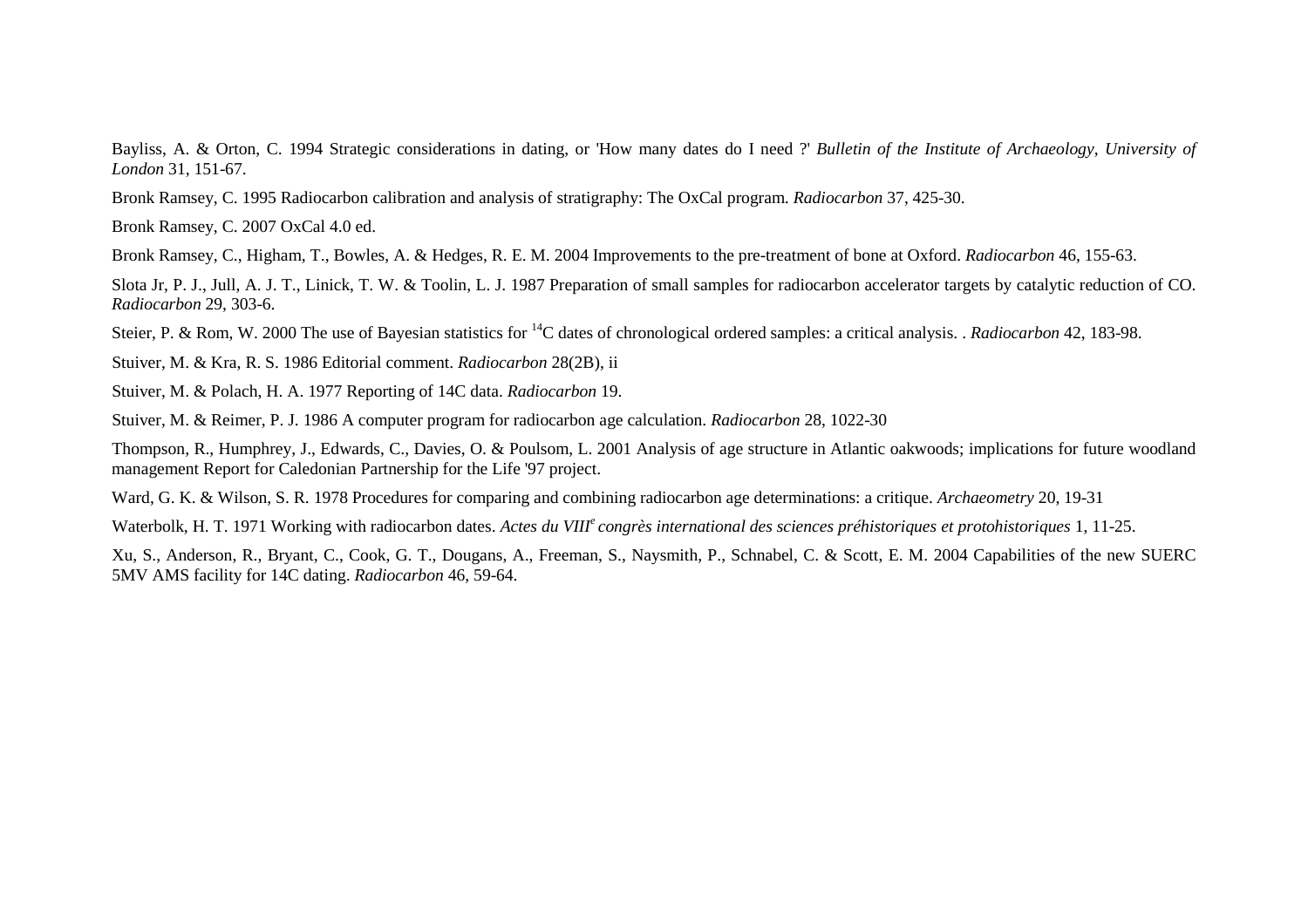Bayliss, A. & Orton, C. 1994 Strategic considerations in dating, or 'How many dates do I need ?' *Bulletin of the Institute of Archaeology, University of London* 31, 151-67.

Bronk Ramsey, C. 1995 Radiocarbon calibration and analysis of stratigraphy: The OxCal program. *Radiocarbon* 37, 425-30.

Bronk Ramsey, C. 2007 OxCal 4.0 ed.

Bronk Ramsey, C., Higham, T., Bowles, A. & Hedges, R. E. M. 2004 Improvements to the pre-treatment of bone at Oxford. *Radiocarbon* 46, 155-63.

Slota Jr, P. J., Jull, A. J. T., Linick, T. W. & Toolin, L. J. 1987 Preparation of small samples for radiocarbon accelerator targets by catalytic reduction of CO. *Radiocarbon* 29, 303-6.

Steier, P. & Rom, W. 2000 The use of Bayesian statistics for $^{14}$C dates of chronological ordered samples: a critical analysis. . *Radiocarbon* 42, 183-98.

Stuiver, M. & Kra, R. S. 1986 Editorial comment. *Radiocarbon* 28(2B), ii

Stuiver, M. & Polach, H. A. 1977 Reporting of 14C data. *Radiocarbon* 19.

Stuiver, M. & Reimer, P. J. 1986 A computer program for radiocarbon age calculation. *Radiocarbon* 28, 1022-30

Thompson, R., Humphrey, J., Edwards, C., Davies, O. & Poulsom, L. 2001 Analysis of age structure in Atlantic oakwoods; implications for future woodland management Report for Caledonian Partnership for the Life '97 project.

Ward, G. K. & Wilson, S. R. 1978 Procedures for comparing and combining radiocarbon age determinations: a critique. *Archaeometry* 20, 19-31

Waterbolk, H. T. 1971 Working with radiocarbon dates. *Actes du VIII$^{e}$ congrès international des sciences préhistoriques et protohistoriques* 1, 11-25.

Xu, S., Anderson, R., Bryant, C., Cook, G. T., Dougans, A., Freeman, S., Naysmith, P., Schnabel, C. & Scott, E. M. 2004 Capabilities of the new SUERC 5MV AMS facility for 14C dating. *Radiocarbon* 46, 59-64.